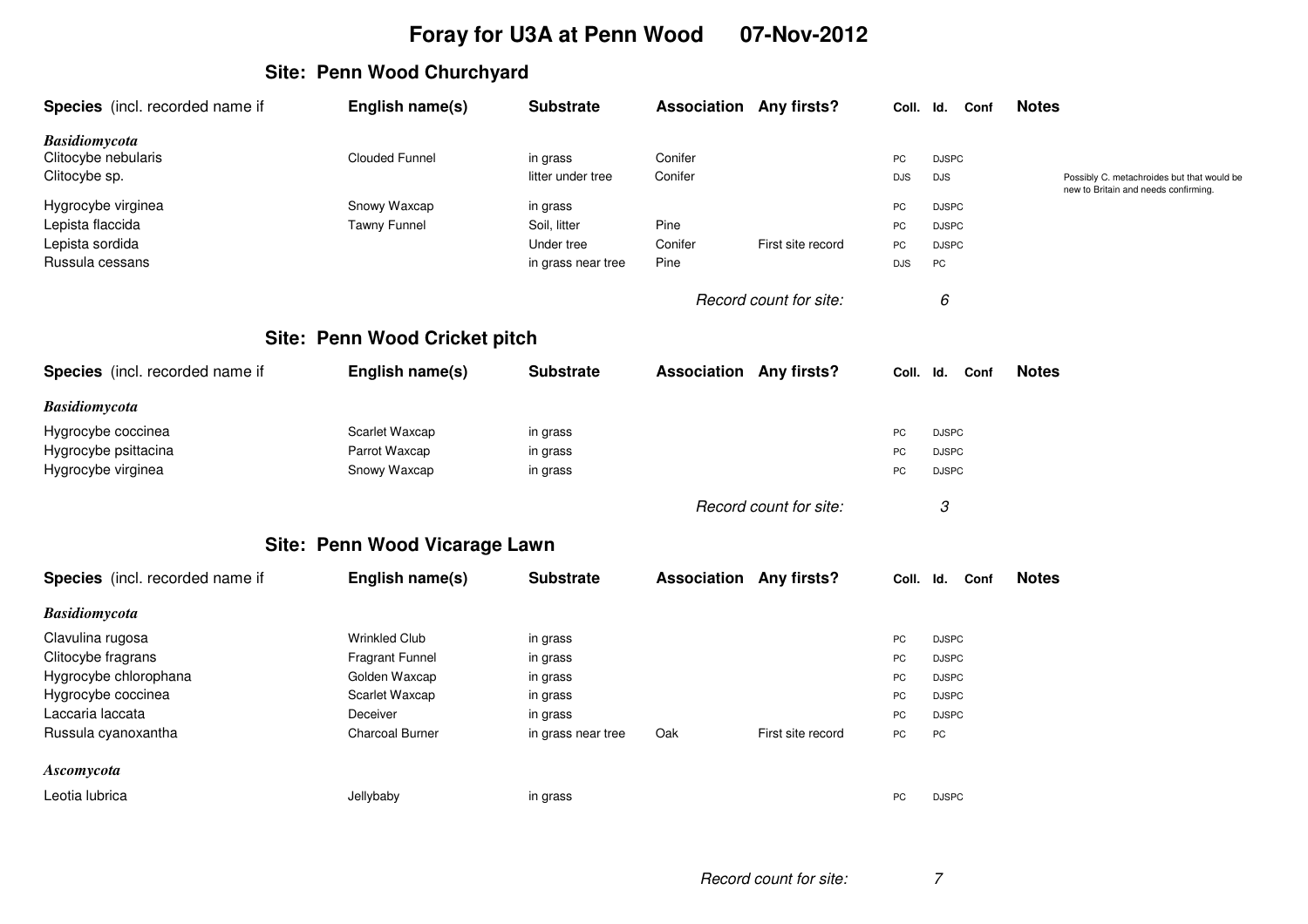# Foray for U3A at Penn Wood 07-Nov-2012

## Site: Penn Wood Churchyard

| Species (incl. recorded name if | English name(s) | Substrate | Association | Any firsts? | Coll. | Id. | Conf | Notes |
|---|---|---|---|---|---|---|---|---|
| ***Basidiomycota*** | | | | | | | | |
| Clitocybe nebularis | Clouded Funnel | in grass | Conifer | | PC | DJSPC | | |
| Clitocybe sp. | | litter under tree | Conifer | | DJS | DJS | | Possibly C. metachroides but that would be new to Britain and needs confirming. |
| Hygrocybe virginea | Snowy Waxcap | in grass | | | PC | DJSPC | | |
| Lepista flaccida | Tawny Funnel | Soil, litter | Pine | | PC | DJSPC | | |
| Lepista sordida | | Under tree | Conifer | First site record | PC | DJSPC | | |
| Russula cessans | | in grass near tree | Pine | | DJS | PC | | |

*Record count for site:* *6*

## Site: Penn Wood Cricket pitch

| Species (incl. recorded name if | English name(s) | Substrate | Association | Any firsts? | Coll. | Id. | Conf | Notes |
|---|---|---|---|---|---|---|---|---|
| ***Basidiomycota*** | | | | | | | | |
| Hygrocybe coccinea | Scarlet Waxcap | in grass | | | PC | DJSPC | | |
| Hygrocybe psittacina | Parrot Waxcap | in grass | | | PC | DJSPC | | |
| Hygrocybe virginea | Snowy Waxcap | in grass | | | PC | DJSPC | | |

*Record count for site:* *3*

## Site: Penn Wood Vicarage Lawn

| Species (incl. recorded name if | English name(s) | Substrate | Association | Any firsts? | Coll. | Id. | Conf | Notes |
|---|---|---|---|---|---|---|---|---|
| ***Basidiomycota*** | | | | | | | | |
| Clavulina rugosa | Wrinkled Club | in grass | | | PC | DJSPC | | |
| Clitocybe fragrans | Fragrant Funnel | in grass | | | PC | DJSPC | | |
| Hygrocybe chlorophana | Golden Waxcap | in grass | | | PC | DJSPC | | |
| Hygrocybe coccinea | Scarlet Waxcap | in grass | | | PC | DJSPC | | |
| Laccaria laccata | Deceiver | in grass | | | PC | DJSPC | | |
| Russula cyanoxantha | Charcoal Burner | in grass near tree | Oak | First site record | PC | PC | | |
| ***Ascomycota*** | | | | | | | | |
| Leotia lubrica | Jellybaby | in grass | | | PC | DJSPC | | |

*Record count for site:* *7*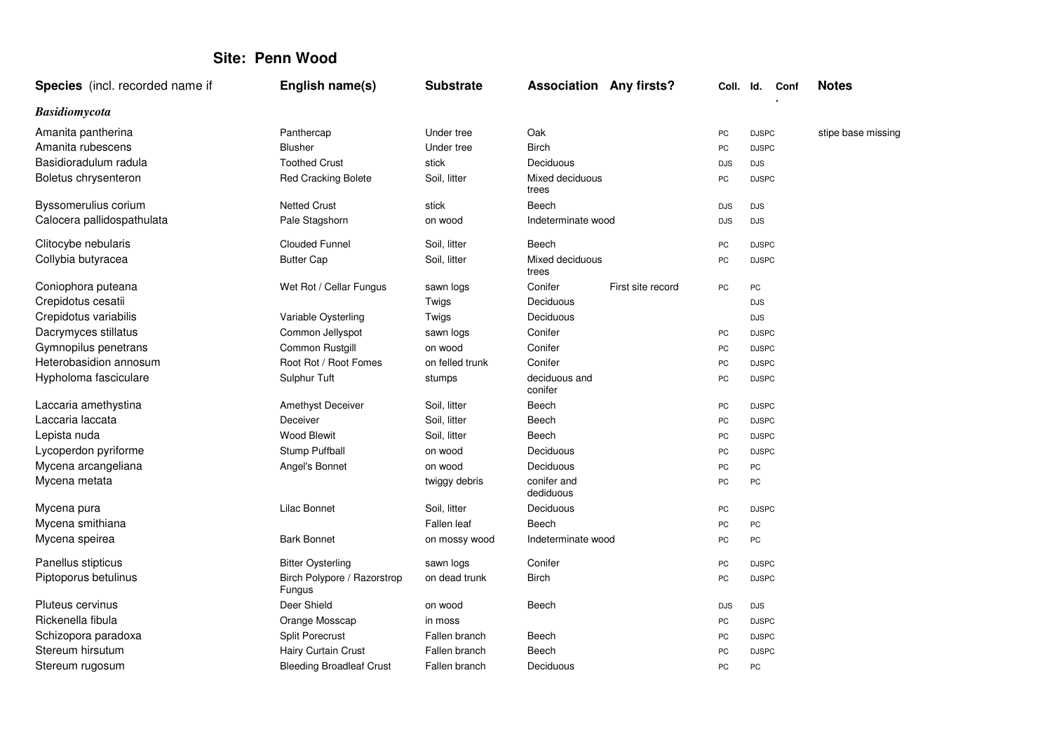## Site: Penn Wood

| Species (incl. recorded name if | English name(s) | Substrate | Association | Any firsts? | Coll. | Id. | Conf. | Notes |
|---|---|---|---|---|---|---|---|---|
| ***Basidiomycota*** | | | | | | | | |
| Amanita pantherina | Panthercap | Under tree | Oak | | PC | DJSPC | | stipe base missing |
| Amanita rubescens | Blusher | Under tree | Birch | | PC | DJSPC | | |
| Basidioradulum radula | Toothed Crust | stick | Deciduous | | DJS | DJS | | |
| Boletus chrysenteron | Red Cracking Bolete | Soil, litter | Mixed deciduous trees | | PC | DJSPC | | |
| Byssomerulius corium | Netted Crust | stick | Beech | | DJS | DJS | | |
| Calocera pallidospathulata | Pale Stagshorn | on wood | Indeterminate wood | | DJS | DJS | | |
| Clitocybe nebularis | Clouded Funnel | Soil, litter | Beech | | PC | DJSPC | | |
| Collybia butyracea | Butter Cap | Soil, litter | Mixed deciduous trees | | PC | DJSPC | | |
| Coniophora puteana | Wet Rot / Cellar Fungus | sawn logs | Conifer | First site record | PC | PC | | |
| Crepidotus cesatii | | Twigs | Deciduous | | | DJS | | |
| Crepidotus variabilis | Variable Oysterling | Twigs | Deciduous | | | DJS | | |
| Dacrymyces stillatus | Common Jellyspot | sawn logs | Conifer | | PC | DJSPC | | |
| Gymnopilus penetrans | Common Rustgill | on wood | Conifer | | PC | DJSPC | | |
| Heterobasidion annosum | Root Rot / Root Fomes | on felled trunk | Conifer | | PC | DJSPC | | |
| Hypholoma fasciculare | Sulphur Tuft | stumps | deciduous and conifer | | PC | DJSPC | | |
| Laccaria amethystina | Amethyst Deceiver | Soil, litter | Beech | | PC | DJSPC | | |
| Laccaria laccata | Deceiver | Soil, litter | Beech | | PC | DJSPC | | |
| Lepista nuda | Wood Blewit | Soil, litter | Beech | | PC | DJSPC | | |
| Lycoperdon pyriforme | Stump Puffball | on wood | Deciduous | | PC | DJSPC | | |
| Mycena arcangeliana | Angel's Bonnet | on wood | Deciduous | | PC | PC | | |
| Mycena metata | | twiggy debris | conifer and dediduous | | PC | PC | | |
| Mycena pura | Lilac Bonnet | Soil, litter | Deciduous | | PC | DJSPC | | |
| Mycena smithiana | | Fallen leaf | Beech | | PC | PC | | |
| Mycena speirea | Bark Bonnet | on mossy wood | Indeterminate wood | | PC | PC | | |
| Panellus stipticus | Bitter Oysterling | sawn logs | Conifer | | PC | DJSPC | | |
| Piptoporus betulinus | Birch Polypore / Razorstrop Fungus | on dead trunk | Birch | | PC | DJSPC | | |
| Pluteus cervinus | Deer Shield | on wood | Beech | | DJS | DJS | | |
| Rickenella fibula | Orange Mosscap | in moss | | | PC | DJSPC | | |
| Schizopora paradoxa | Split Porecrust | Fallen branch | Beech | | PC | DJSPC | | |
| Stereum hirsutum | Hairy Curtain Crust | Fallen branch | Beech | | PC | DJSPC | | |
| Stereum rugosum | Bleeding Broadleaf Crust | Fallen branch | Deciduous | | PC | PC | | |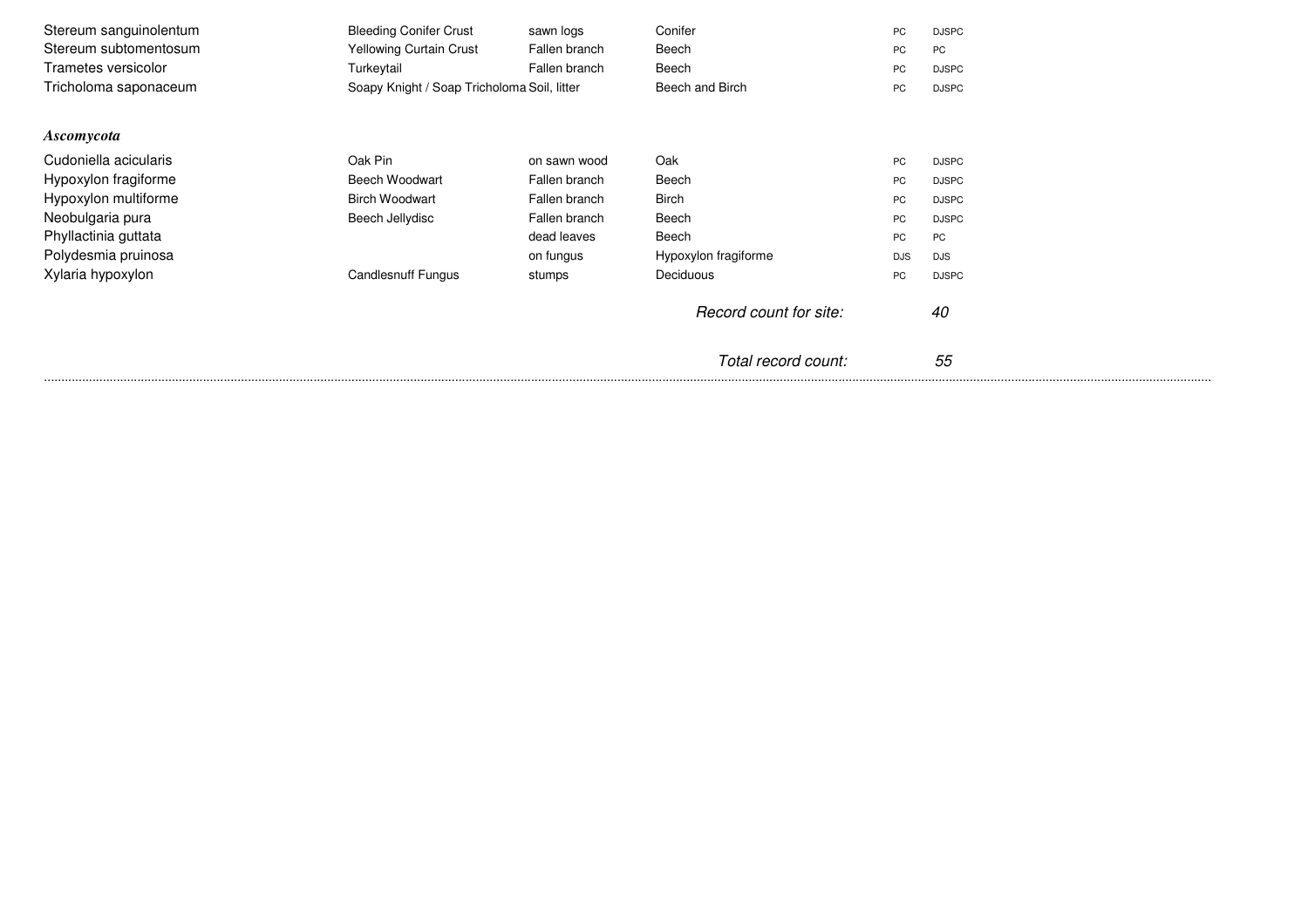| | | | | | |
|---|---|---|---|---|---|
| Stereum sanguinolentum | Bleeding Conifer Crust | sawn logs | Conifer | PC | DJSPC |
| Stereum subtomentosum | Yellowing Curtain Crust | Fallen branch | Beech | PC | PC |
| Trametes versicolor | Turkeytail | Fallen branch | Beech | PC | DJSPC |
| Tricholoma saponaceum | Soapy Knight / Soap Tricholoma | Soil, litter | Beech and Birch | PC | DJSPC |

***Ascomycota***

| | | | | | |
|---|---|---|---|---|---|
| Cudoniella acicularis | Oak Pin | on sawn wood | Oak | PC | DJSPC |
| Hypoxylon fragiforme | Beech Woodwart | Fallen branch | Beech | PC | DJSPC |
| Hypoxylon multiforme | Birch Woodwart | Fallen branch | Birch | PC | DJSPC |
| Neobulgaria pura | Beech Jellydisc | Fallen branch | Beech | PC | DJSPC |
| Phyllactinia guttata | | dead leaves | Beech | PC | PC |
| Polydesmia pruinosa | | on fungus | Hypoxylon fragiforme | DJS | DJS |
| Xylaria hypoxylon | Candlesnuff Fungus | stumps | Deciduous | PC | DJSPC |

*Record count for site:* *40*

*Total record count:* *55*